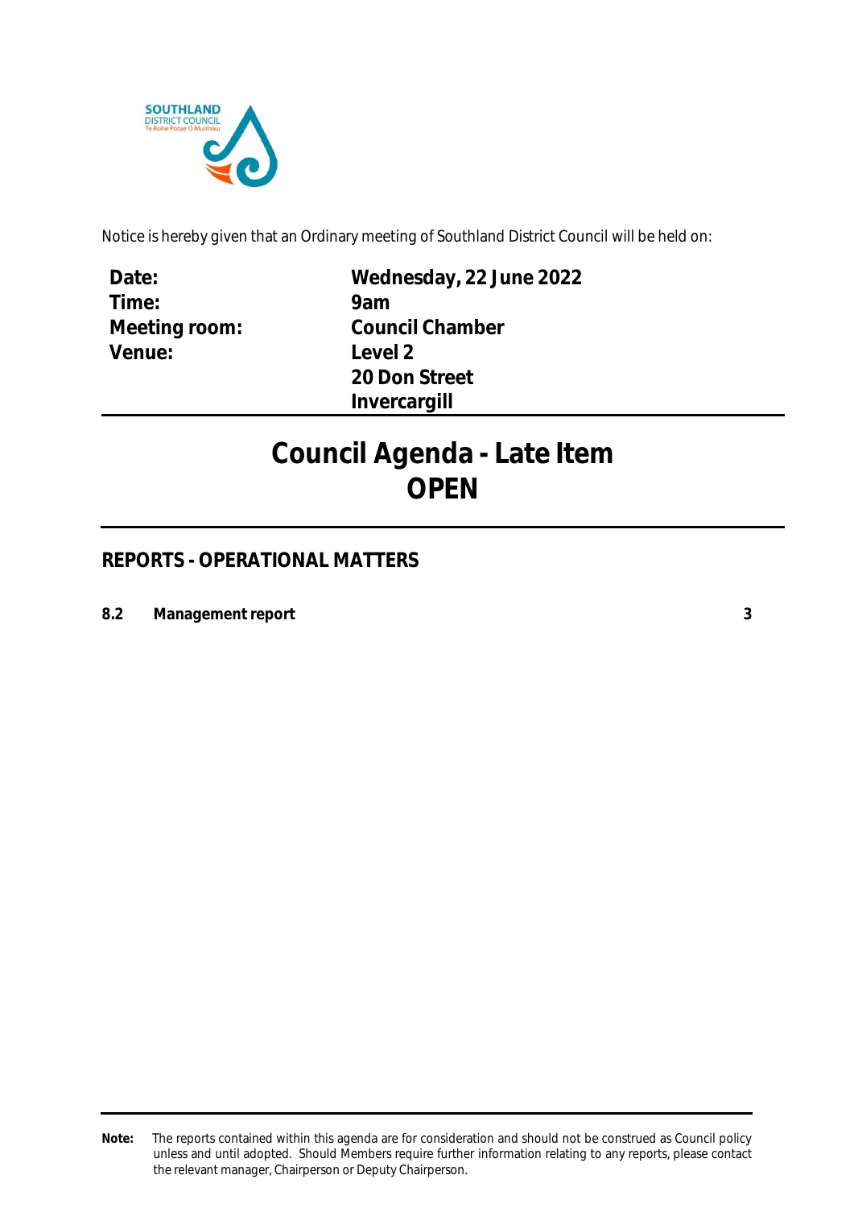Notice is hereby given that an Ordinary meeting of Southland District Council will be held on:

| | |
|---|---|
| **Date:** | **Wednesday, 22 June 2022** |
| **Time:** | **9am** |
| **Meeting room:** | **Council Chamber** |
| **Venue:** | **Level 2**<br>**20 Don Street**<br>**Invercargill** |

# Council Agenda - Late Item
# OPEN

## REPORTS - OPERATIONAL MATTERS

| | | |
|---|---|---|
| **8.2** | **Management report** | **3** |

**Note:** The reports contained within this agenda are for consideration and should not be construed as Council policy unless and until adopted. Should Members require further information relating to any reports, please contact the relevant manager, Chairperson or Deputy Chairperson.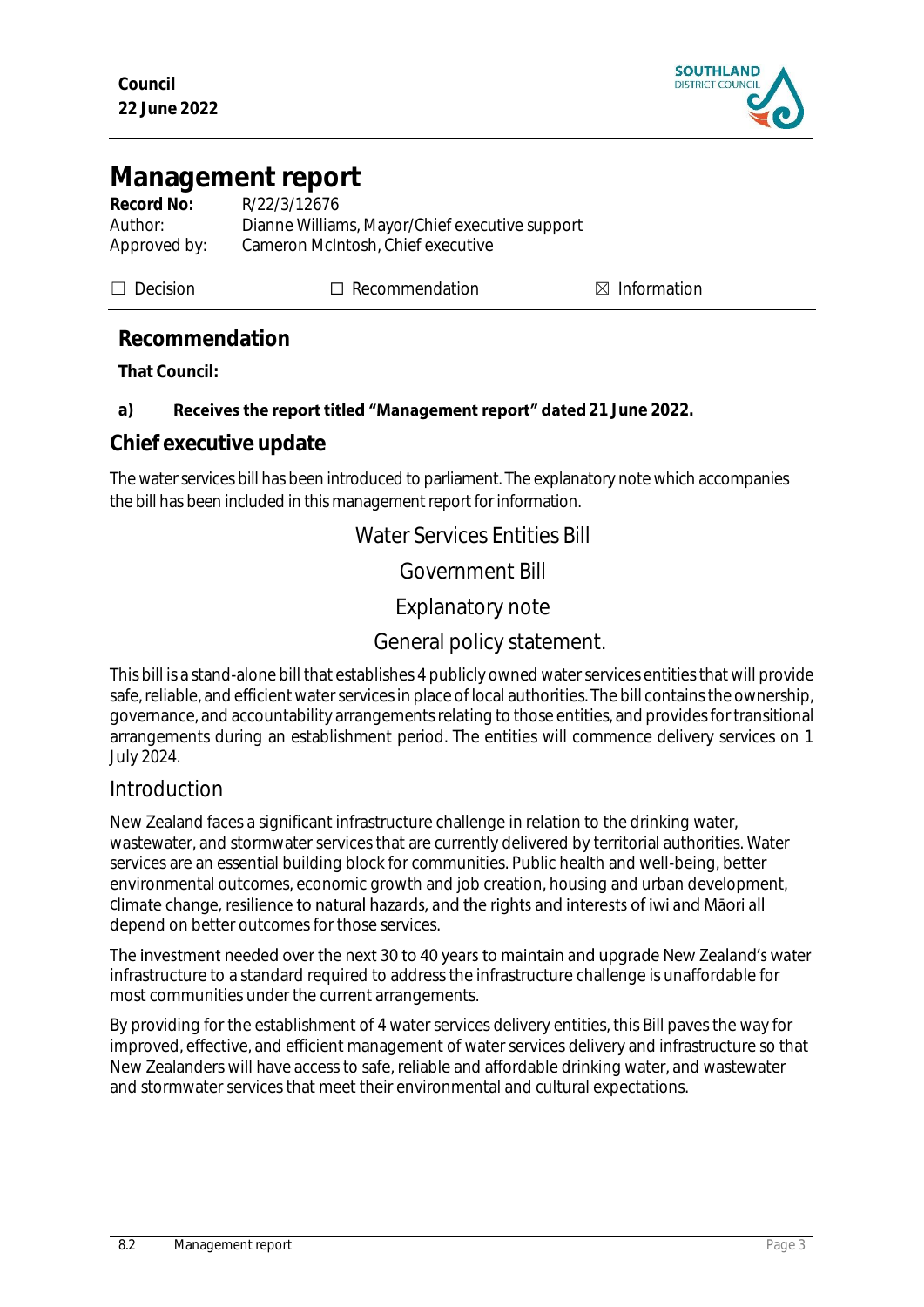Council
22 June 2022

# Management report

**Record No:** R/22/3/12676
Author: Dianne Williams, Mayor/Chief executive support
Approved by: Cameron McIntosh, Chief executive

☐ Decision ☐ Recommendation ☒ Information

## Recommendation

**That Council:**

**a) Receives the report titled "Management report" dated 21 June 2022.**

## Chief executive update

The water services bill has been introduced to parliament. The explanatory note which accompanies the bill has been included in this management report for information.

Water Services Entities Bill

Government Bill

Explanatory note

General policy statement.

This bill is a stand-alone bill that establishes 4 publicly owned water services entities that will provide safe, reliable, and efficient water services in place of local authorities. The bill contains the ownership, governance, and accountability arrangements relating to those entities, and provides for transitional arrangements during an establishment period. The entities will commence delivery services on 1 July 2024.

### Introduction

New Zealand faces a significant infrastructure challenge in relation to the drinking water, wastewater, and stormwater services that are currently delivered by territorial authorities. Water services are an essential building block for communities. Public health and well-being, better environmental outcomes, economic growth and job creation, housing and urban development, climate change, resilience to natural hazards, and the rights and interests of iwi and Māori all depend on better outcomes for those services.

The investment needed over the next 30 to 40 years to maintain and upgrade New Zealand's water infrastructure to a standard required to address the infrastructure challenge is unaffordable for most communities under the current arrangements.

By providing for the establishment of 4 water services delivery entities, this Bill paves the way for improved, effective, and efficient management of water services delivery and infrastructure so that New Zealanders will have access to safe, reliable and affordable drinking water, and wastewater and stormwater services that meet their environmental and cultural expectations.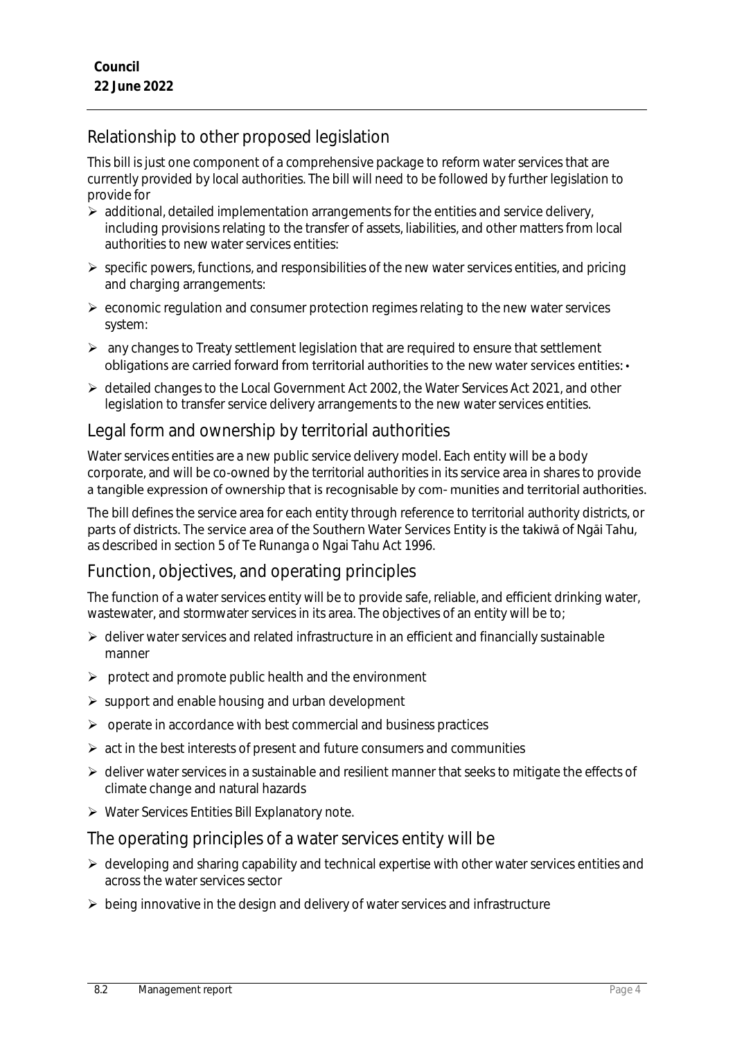## Relationship to other proposed legislation

This bill is just one component of a comprehensive package to reform water services that are currently provided by local authorities. The bill will need to be followed by further legislation to provide for

- additional, detailed implementation arrangements for the entities and service delivery, including provisions relating to the transfer of assets, liabilities, and other matters from local authorities to new water services entities:
- specific powers, functions, and responsibilities of the new water services entities, and pricing and charging arrangements:
- economic regulation and consumer protection regimes relating to the new water services system:
- any changes to Treaty settlement legislation that are required to ensure that settlement obligations are carried forward from territorial authorities to the new water services entities: •
- detailed changes to the Local Government Act 2002, the Water Services Act 2021, and other legislation to transfer service delivery arrangements to the new water services entities.

## Legal form and ownership by territorial authorities

Water services entities are a new public service delivery model. Each entity will be a body corporate, and will be co-owned by the territorial authorities in its service area in shares to provide a tangible expression of ownership that is recognisable by com- munities and territorial authorities.

The bill defines the service area for each entity through reference to territorial authority districts, or parts of districts. The service area of the Southern Water Services Entity is the takiwā of Ngāi Tahu, as described in section 5 of Te Runanga o Ngai Tahu Act 1996.

## Function, objectives, and operating principles

The function of a water services entity will be to provide safe, reliable, and efficient drinking water, wastewater, and stormwater services in its area. The objectives of an entity will be to;

- deliver water services and related infrastructure in an efficient and financially sustainable manner
- protect and promote public health and the environment
- support and enable housing and urban development
- operate in accordance with best commercial and business practices
- act in the best interests of present and future consumers and communities
- deliver water services in a sustainable and resilient manner that seeks to mitigate the effects of climate change and natural hazards
- Water Services Entities Bill Explanatory note.

## The operating principles of a water services entity will be

- developing and sharing capability and technical expertise with other water services entities and across the water services sector
- being innovative in the design and delivery of water services and infrastructure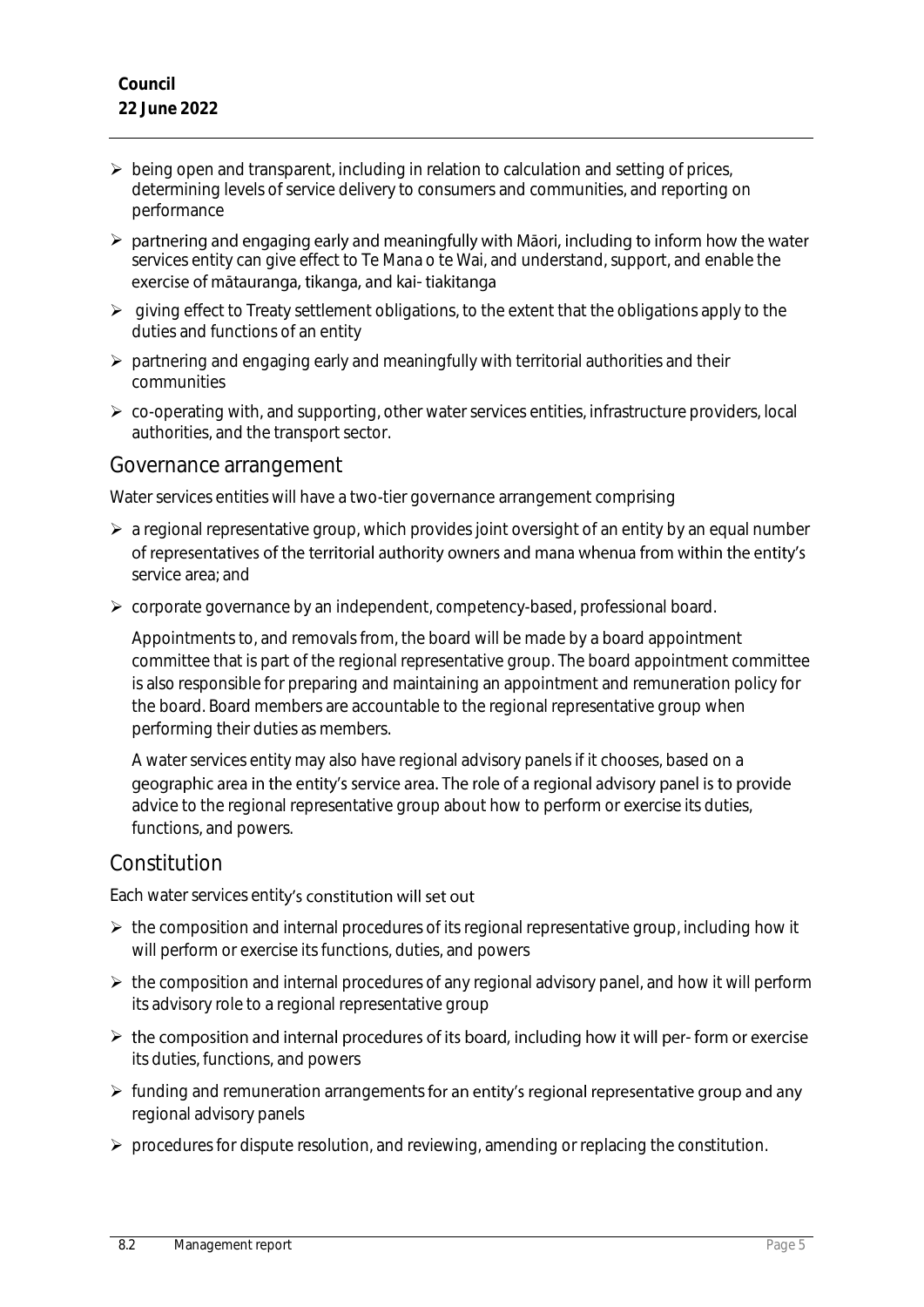- being open and transparent, including in relation to calculation and setting of prices, determining levels of service delivery to consumers and communities, and reporting on performance
- partnering and engaging early and meaningfully with Māori, including to inform how the water services entity can give effect to Te Mana o te Wai, and understand, support, and enable the exercise of mātauranga, tikanga, and kai- tiakitanga
- giving effect to Treaty settlement obligations, to the extent that the obligations apply to the duties and functions of an entity
- partnering and engaging early and meaningfully with territorial authorities and their communities
- co-operating with, and supporting, other water services entities, infrastructure providers, local authorities, and the transport sector.

## Governance arrangement

Water services entities will have a two-tier governance arrangement comprising

- a regional representative group, which provides joint oversight of an entity by an equal number of representatives of the territorial authority owners and mana whenua from within the entity's service area; and
- corporate governance by an independent, competency-based, professional board.

  Appointments to, and removals from, the board will be made by a board appointment committee that is part of the regional representative group. The board appointment committee is also responsible for preparing and maintaining an appointment and remuneration policy for the board. Board members are accountable to the regional representative group when performing their duties as members.

  A water services entity may also have regional advisory panels if it chooses, based on a geographic area in the entity's service area. The role of a regional advisory panel is to provide advice to the regional representative group about how to perform or exercise its duties, functions, and powers.

## Constitution

Each water services entity's constitution will set out

- the composition and internal procedures of its regional representative group, including how it will perform or exercise its functions, duties, and powers
- the composition and internal procedures of any regional advisory panel, and how it will perform its advisory role to a regional representative group
- the composition and internal procedures of its board, including how it will per- form or exercise its duties, functions, and powers
- funding and remuneration arrangements for an entity's regional representative group and any regional advisory panels
- procedures for dispute resolution, and reviewing, amending or replacing the constitution.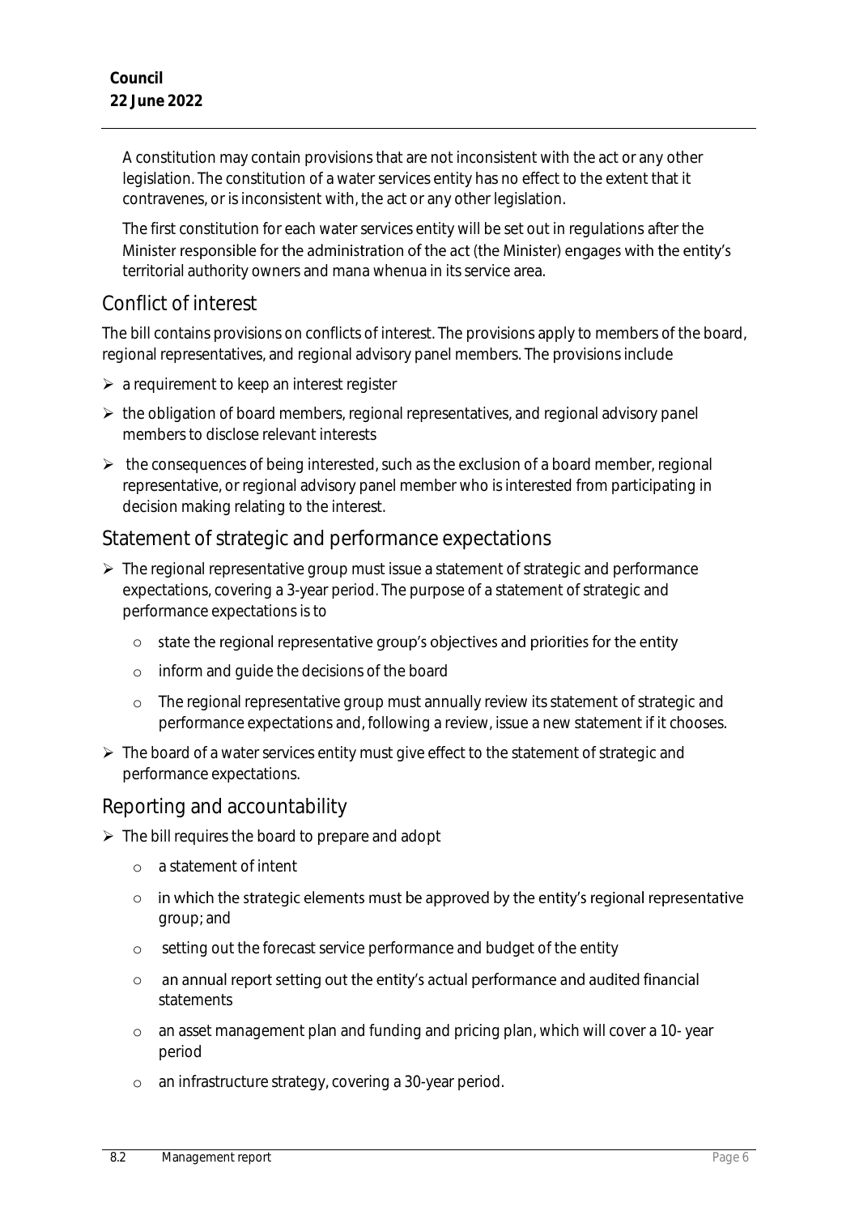A constitution may contain provisions that are not inconsistent with the act or any other legislation. The constitution of a water services entity has no effect to the extent that it contravenes, or is inconsistent with, the act or any other legislation.

The first constitution for each water services entity will be set out in regulations after the Minister responsible for the administration of the act (the Minister) engages with the entity's territorial authority owners and mana whenua in its service area.

## Conflict of interest

The bill contains provisions on conflicts of interest. The provisions apply to members of the board, regional representatives, and regional advisory panel members. The provisions include

- a requirement to keep an interest register
- the obligation of board members, regional representatives, and regional advisory panel members to disclose relevant interests
- the consequences of being interested, such as the exclusion of a board member, regional representative, or regional advisory panel member who is interested from participating in decision making relating to the interest.

## Statement of strategic and performance expectations

- The regional representative group must issue a statement of strategic and performance expectations, covering a 3-year period. The purpose of a statement of strategic and performance expectations is to
  - state the regional representative group's objectives and priorities for the entity
  - inform and guide the decisions of the board
  - The regional representative group must annually review its statement of strategic and performance expectations and, following a review, issue a new statement if it chooses.
- The board of a water services entity must give effect to the statement of strategic and performance expectations.

## Reporting and accountability

- The bill requires the board to prepare and adopt
  - a statement of intent
  - in which the strategic elements must be approved by the entity's regional representative group; and
  - setting out the forecast service performance and budget of the entity
  - an annual report setting out the entity's actual performance and audited financial statements
  - an asset management plan and funding and pricing plan, which will cover a 10- year period
  - an infrastructure strategy, covering a 30-year period.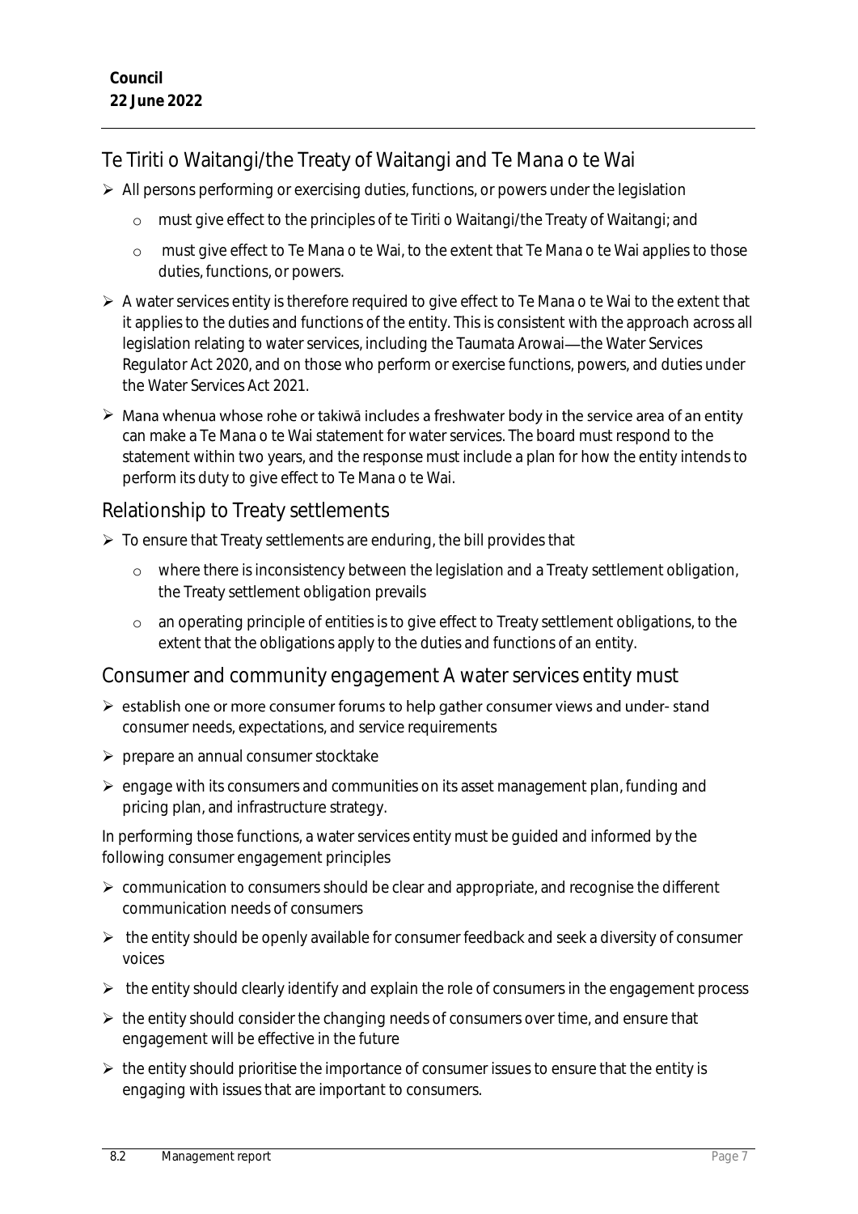## Te Tiriti o Waitangi/the Treaty of Waitangi and Te Mana o te Wai

- All persons performing or exercising duties, functions, or powers under the legislation
  - must give effect to the principles of te Tiriti o Waitangi/the Treaty of Waitangi; and
  - must give effect to Te Mana o te Wai, to the extent that Te Mana o te Wai applies to those duties, functions, or powers.
- A water services entity is therefore required to give effect to Te Mana o te Wai to the extent that it applies to the duties and functions of the entity. This is consistent with the approach across all legislation relating to water services, including the Taumata Arowai—the Water Services Regulator Act 2020, and on those who perform or exercise functions, powers, and duties under the Water Services Act 2021.
- Mana whenua whose rohe or takiwā includes a freshwater body in the service area of an entity can make a Te Mana o te Wai statement for water services. The board must respond to the statement within two years, and the response must include a plan for how the entity intends to perform its duty to give effect to Te Mana o te Wai.

## Relationship to Treaty settlements

- To ensure that Treaty settlements are enduring, the bill provides that
  - where there is inconsistency between the legislation and a Treaty settlement obligation, the Treaty settlement obligation prevails
  - an operating principle of entities is to give effect to Treaty settlement obligations, to the extent that the obligations apply to the duties and functions of an entity.

## Consumer and community engagement A water services entity must

- establish one or more consumer forums to help gather consumer views and under- stand consumer needs, expectations, and service requirements
- prepare an annual consumer stocktake
- engage with its consumers and communities on its asset management plan, funding and pricing plan, and infrastructure strategy.

In performing those functions, a water services entity must be guided and informed by the following consumer engagement principles

- communication to consumers should be clear and appropriate, and recognise the different communication needs of consumers
- the entity should be openly available for consumer feedback and seek a diversity of consumer voices
- the entity should clearly identify and explain the role of consumers in the engagement process
- the entity should consider the changing needs of consumers over time, and ensure that engagement will be effective in the future
- the entity should prioritise the importance of consumer issues to ensure that the entity is engaging with issues that are important to consumers.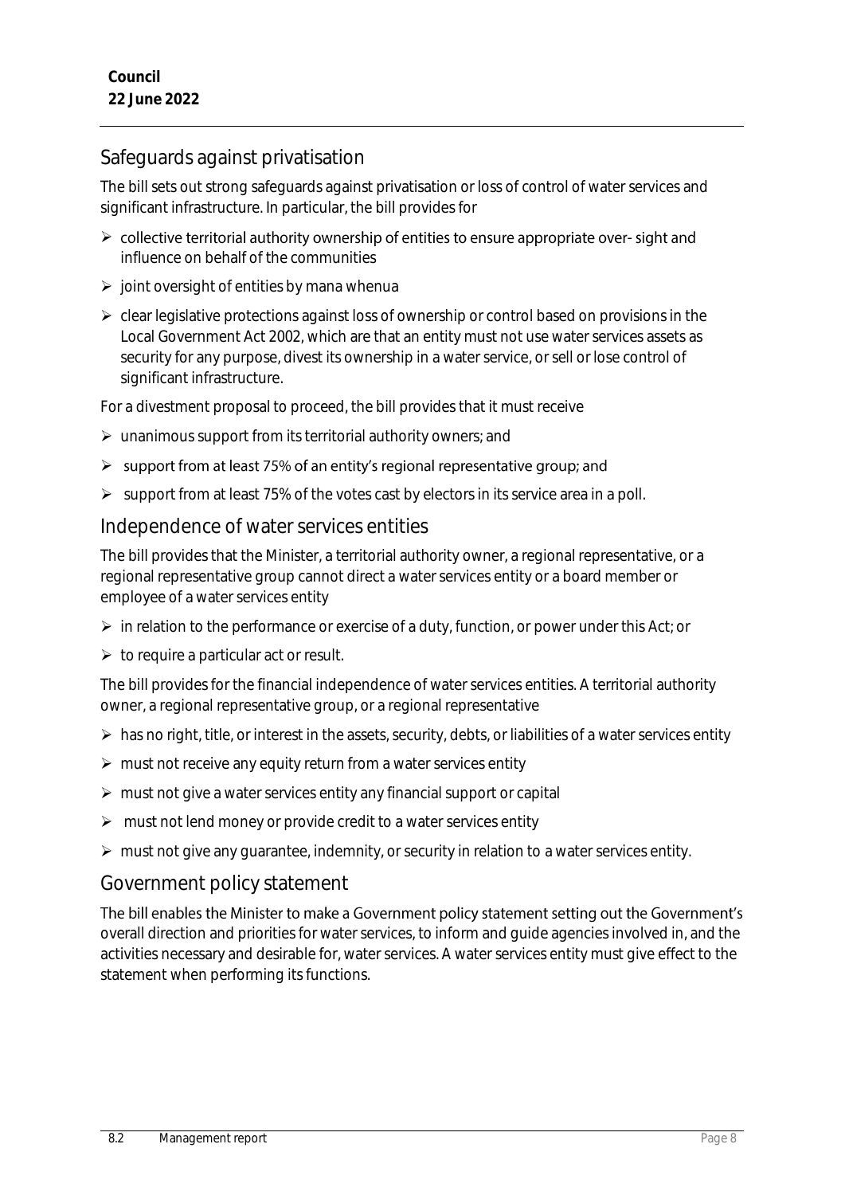## Safeguards against privatisation

The bill sets out strong safeguards against privatisation or loss of control of water services and significant infrastructure. In particular, the bill provides for

- collective territorial authority ownership of entities to ensure appropriate over- sight and influence on behalf of the communities
- joint oversight of entities by mana whenua
- clear legislative protections against loss of ownership or control based on provisions in the Local Government Act 2002, which are that an entity must not use water services assets as security for any purpose, divest its ownership in a water service, or sell or lose control of significant infrastructure.

For a divestment proposal to proceed, the bill provides that it must receive

- unanimous support from its territorial authority owners; and
- support from at least 75% of an entity's regional representative group; and
- support from at least 75% of the votes cast by electors in its service area in a poll.

## Independence of water services entities

The bill provides that the Minister, a territorial authority owner, a regional representative, or a regional representative group cannot direct a water services entity or a board member or employee of a water services entity

- in relation to the performance or exercise of a duty, function, or power under this Act; or
- to require a particular act or result.

The bill provides for the financial independence of water services entities. A territorial authority owner, a regional representative group, or a regional representative

- has no right, title, or interest in the assets, security, debts, or liabilities of a water services entity
- must not receive any equity return from a water services entity
- must not give a water services entity any financial support or capital
- must not lend money or provide credit to a water services entity
- must not give any guarantee, indemnity, or security in relation to a water services entity.

## Government policy statement

The bill enables the Minister to make a Government policy statement setting out the Government's overall direction and priorities for water services, to inform and guide agencies involved in, and the activities necessary and desirable for, water services. A water services entity must give effect to the statement when performing its functions.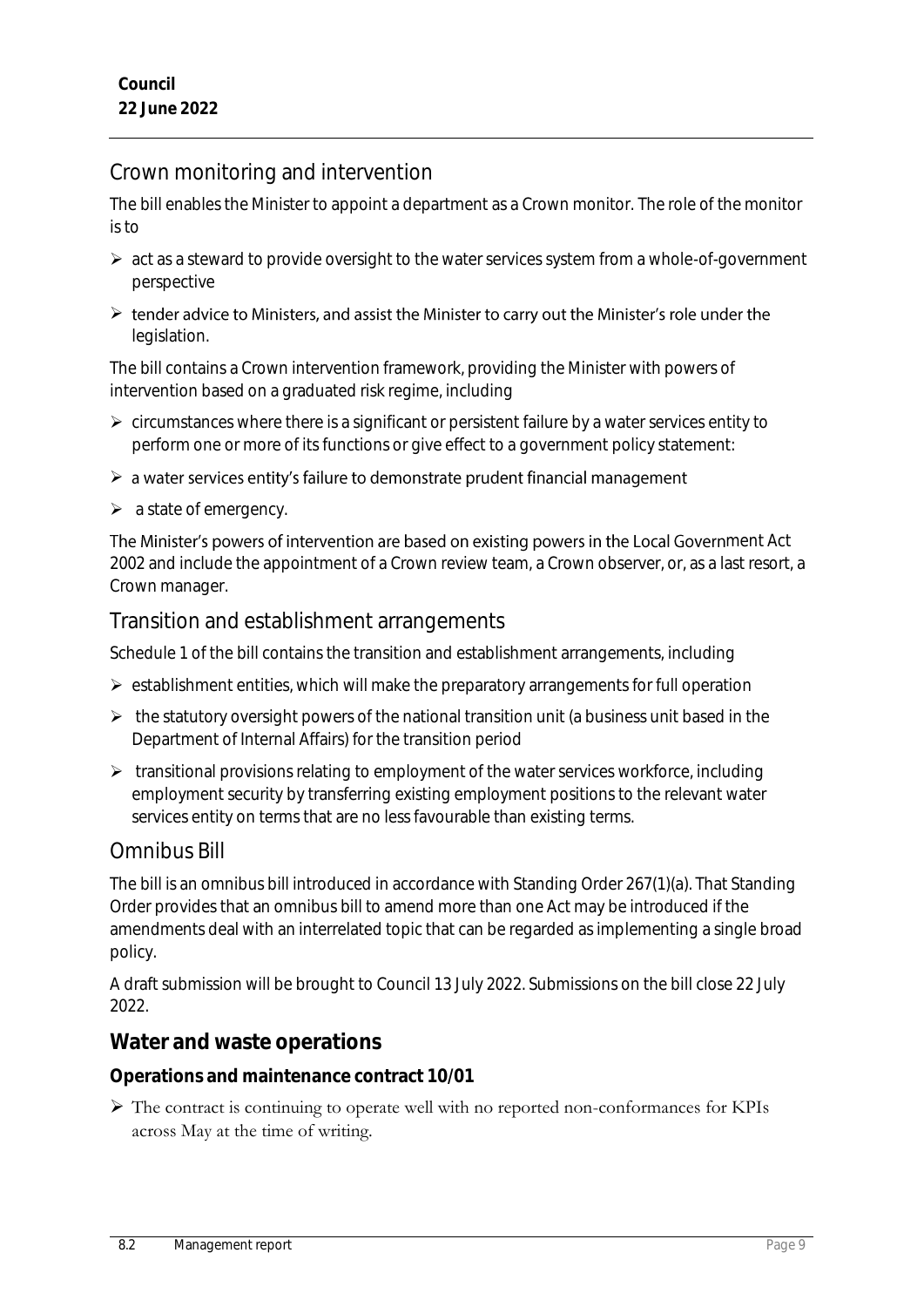## Crown monitoring and intervention

The bill enables the Minister to appoint a department as a Crown monitor. The role of the monitor is to

- act as a steward to provide oversight to the water services system from a whole-of-government perspective
- tender advice to Ministers, and assist the Minister to carry out the Minister's role under the legislation.

The bill contains a Crown intervention framework, providing the Minister with powers of intervention based on a graduated risk regime, including

- circumstances where there is a significant or persistent failure by a water services entity to perform one or more of its functions or give effect to a government policy statement:
- a water services entity's failure to demonstrate prudent financial management
- a state of emergency.

The Minister's powers of intervention are based on existing powers in the Local Government Act 2002 and include the appointment of a Crown review team, a Crown observer, or, as a last resort, a Crown manager.

## Transition and establishment arrangements

Schedule 1 of the bill contains the transition and establishment arrangements, including

- establishment entities, which will make the preparatory arrangements for full operation
- the statutory oversight powers of the national transition unit (a business unit based in the Department of Internal Affairs) for the transition period
- transitional provisions relating to employment of the water services workforce, including employment security by transferring existing employment positions to the relevant water services entity on terms that are no less favourable than existing terms.

## Omnibus Bill

The bill is an omnibus bill introduced in accordance with Standing Order 267(1)(a). That Standing Order provides that an omnibus bill to amend more than one Act may be introduced if the amendments deal with an interrelated topic that can be regarded as implementing a single broad policy.

A draft submission will be brought to Council 13 July 2022. Submissions on the bill close 22 July 2022.

## Water and waste operations

### Operations and maintenance contract 10/01

- The contract is continuing to operate well with no reported non-conformances for KPIs across May at the time of writing.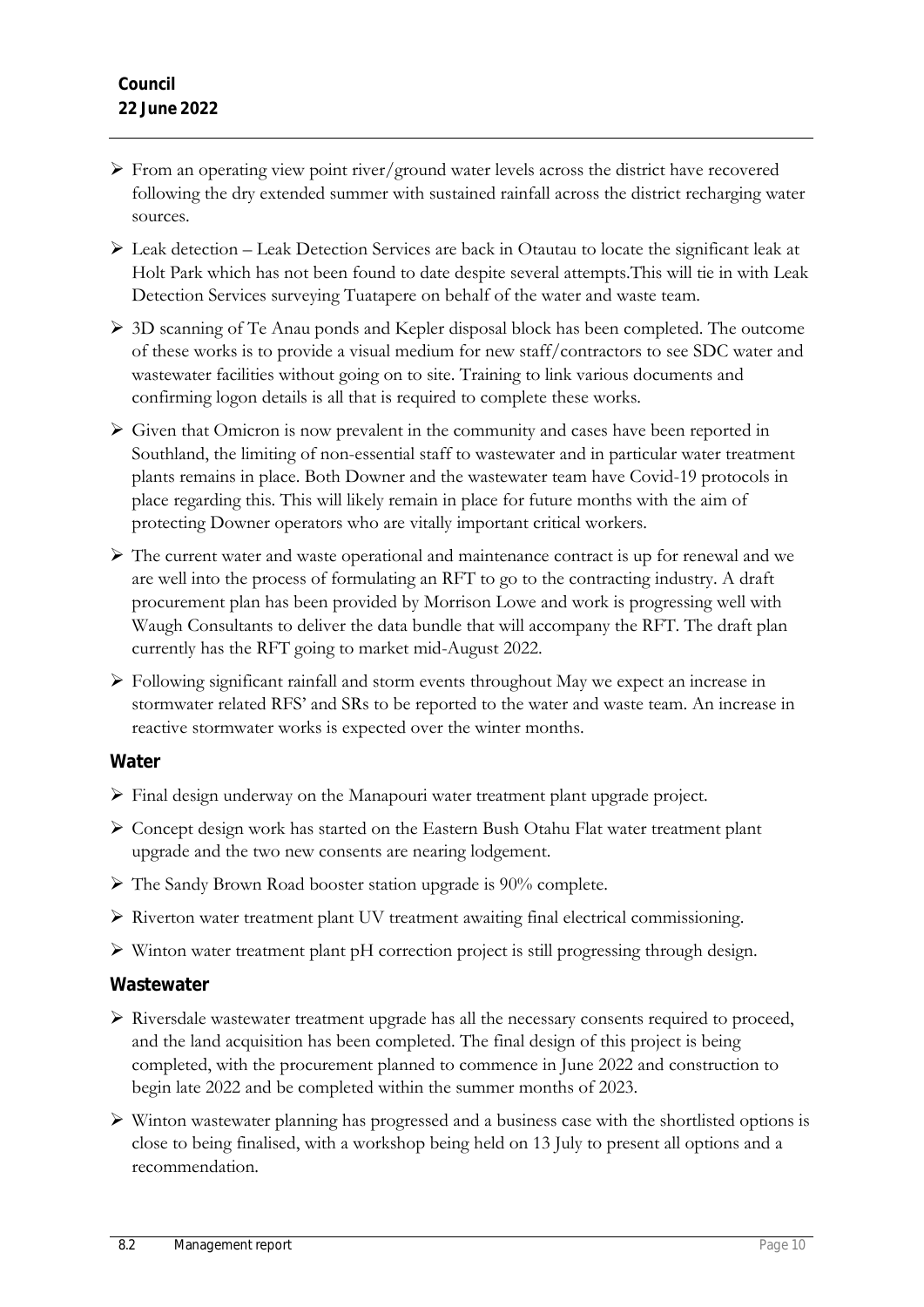- From an operating view point river/ground water levels across the district have recovered following the dry extended summer with sustained rainfall across the district recharging water sources.
- Leak detection – Leak Detection Services are back in Otautau to locate the significant leak at Holt Park which has not been found to date despite several attempts.This will tie in with Leak Detection Services surveying Tuatapere on behalf of the water and waste team.
- 3D scanning of Te Anau ponds and Kepler disposal block has been completed. The outcome of these works is to provide a visual medium for new staff/contractors to see SDC water and wastewater facilities without going on to site. Training to link various documents and confirming logon details is all that is required to complete these works.
- Given that Omicron is now prevalent in the community and cases have been reported in Southland, the limiting of non-essential staff to wastewater and in particular water treatment plants remains in place. Both Downer and the wastewater team have Covid-19 protocols in place regarding this. This will likely remain in place for future months with the aim of protecting Downer operators who are vitally important critical workers.
- The current water and waste operational and maintenance contract is up for renewal and we are well into the process of formulating an RFT to go to the contracting industry. A draft procurement plan has been provided by Morrison Lowe and work is progressing well with Waugh Consultants to deliver the data bundle that will accompany the RFT. The draft plan currently has the RFT going to market mid-August 2022.
- Following significant rainfall and storm events throughout May we expect an increase in stormwater related RFS' and SRs to be reported to the water and waste team. An increase in reactive stormwater works is expected over the winter months.

## Water

- Final design underway on the Manapouri water treatment plant upgrade project.
- Concept design work has started on the Eastern Bush Otahu Flat water treatment plant upgrade and the two new consents are nearing lodgement.
- The Sandy Brown Road booster station upgrade is 90% complete.
- Riverton water treatment plant UV treatment awaiting final electrical commissioning.
- Winton water treatment plant pH correction project is still progressing through design.

## Wastewater

- Riversdale wastewater treatment upgrade has all the necessary consents required to proceed, and the land acquisition has been completed. The final design of this project is being completed, with the procurement planned to commence in June 2022 and construction to begin late 2022 and be completed within the summer months of 2023.
- Winton wastewater planning has progressed and a business case with the shortlisted options is close to being finalised, with a workshop being held on 13 July to present all options and a recommendation.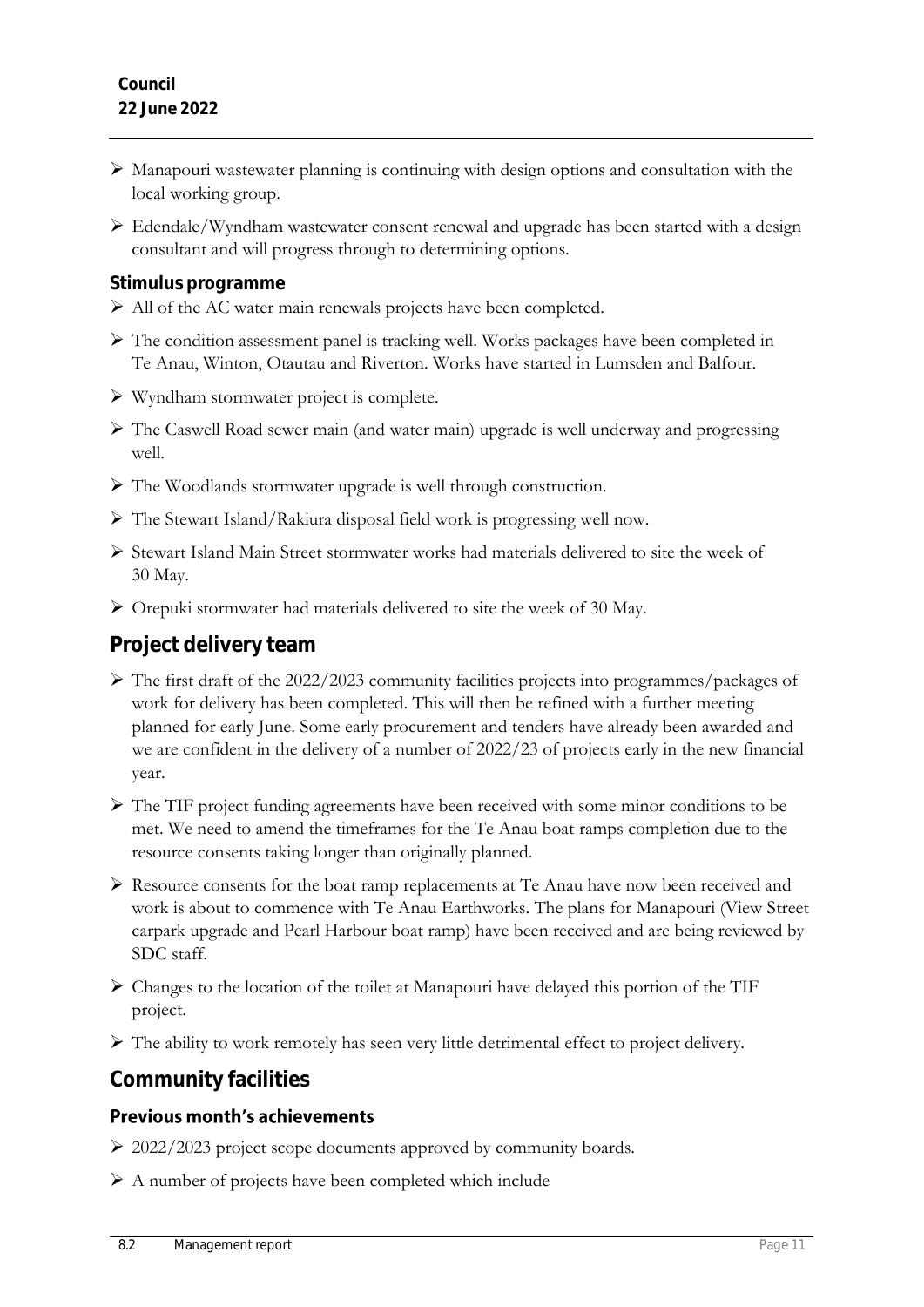- Manapouri wastewater planning is continuing with design options and consultation with the local working group.
- Edendale/Wyndham wastewater consent renewal and upgrade has been started with a design consultant and will progress through to determining options.

### Stimulus programme

- All of the AC water main renewals projects have been completed.
- The condition assessment panel is tracking well. Works packages have been completed in Te Anau, Winton, Otautau and Riverton. Works have started in Lumsden and Balfour.
- Wyndham stormwater project is complete.
- The Caswell Road sewer main (and water main) upgrade is well underway and progressing well.
- The Woodlands stormwater upgrade is well through construction.
- The Stewart Island/Rakiura disposal field work is progressing well now.
- Stewart Island Main Street stormwater works had materials delivered to site the week of 30 May.
- Orepuki stormwater had materials delivered to site the week of 30 May.

## Project delivery team

- The first draft of the 2022/2023 community facilities projects into programmes/packages of work for delivery has been completed. This will then be refined with a further meeting planned for early June. Some early procurement and tenders have already been awarded and we are confident in the delivery of a number of 2022/23 of projects early in the new financial year.
- The TIF project funding agreements have been received with some minor conditions to be met. We need to amend the timeframes for the Te Anau boat ramps completion due to the resource consents taking longer than originally planned.
- Resource consents for the boat ramp replacements at Te Anau have now been received and work is about to commence with Te Anau Earthworks. The plans for Manapouri (View Street carpark upgrade and Pearl Harbour boat ramp) have been received and are being reviewed by SDC staff.
- Changes to the location of the toilet at Manapouri have delayed this portion of the TIF project.
- The ability to work remotely has seen very little detrimental effect to project delivery.

## Community facilities

### Previous month's achievements

- 2022/2023 project scope documents approved by community boards.
- A number of projects have been completed which include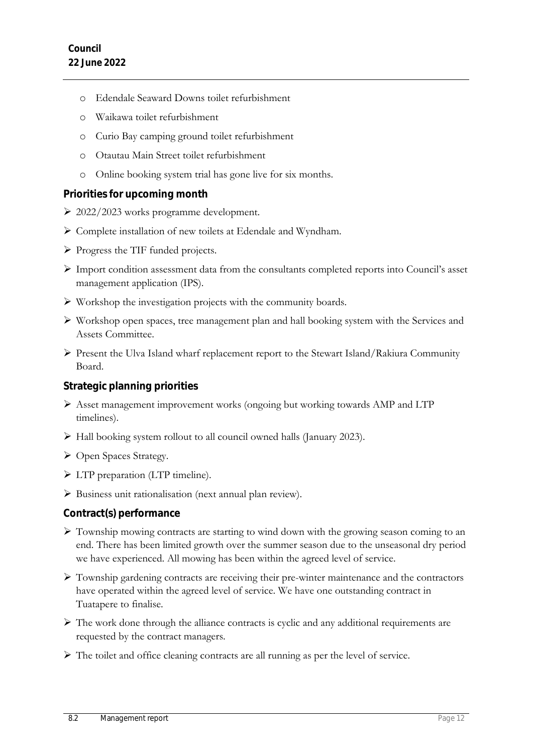- Edendale Seaward Downs toilet refurbishment
  - Waikawa toilet refurbishment
  - Curio Bay camping ground toilet refurbishment
  - Otautau Main Street toilet refurbishment
  - Online booking system trial has gone live for six months.

**Priorities for upcoming month**

- 2022/2023 works programme development.
- Complete installation of new toilets at Edendale and Wyndham.
- Progress the TIF funded projects.
- Import condition assessment data from the consultants completed reports into Council's asset management application (IPS).
- Workshop the investigation projects with the community boards.
- Workshop open spaces, tree management plan and hall booking system with the Services and Assets Committee.
- Present the Ulva Island wharf replacement report to the Stewart Island/Rakiura Community Board.

**Strategic planning priorities**

- Asset management improvement works (ongoing but working towards AMP and LTP timelines).
- Hall booking system rollout to all council owned halls (January 2023).
- Open Spaces Strategy.
- LTP preparation (LTP timeline).
- Business unit rationalisation (next annual plan review).

**Contract(s) performance**

- Township mowing contracts are starting to wind down with the growing season coming to an end. There has been limited growth over the summer season due to the unseasonal dry period we have experienced. All mowing has been within the agreed level of service.
- Township gardening contracts are receiving their pre-winter maintenance and the contractors have operated within the agreed level of service. We have one outstanding contract in Tuatapere to finalise.
- The work done through the alliance contracts is cyclic and any additional requirements are requested by the contract managers.
- The toilet and office cleaning contracts are all running as per the level of service.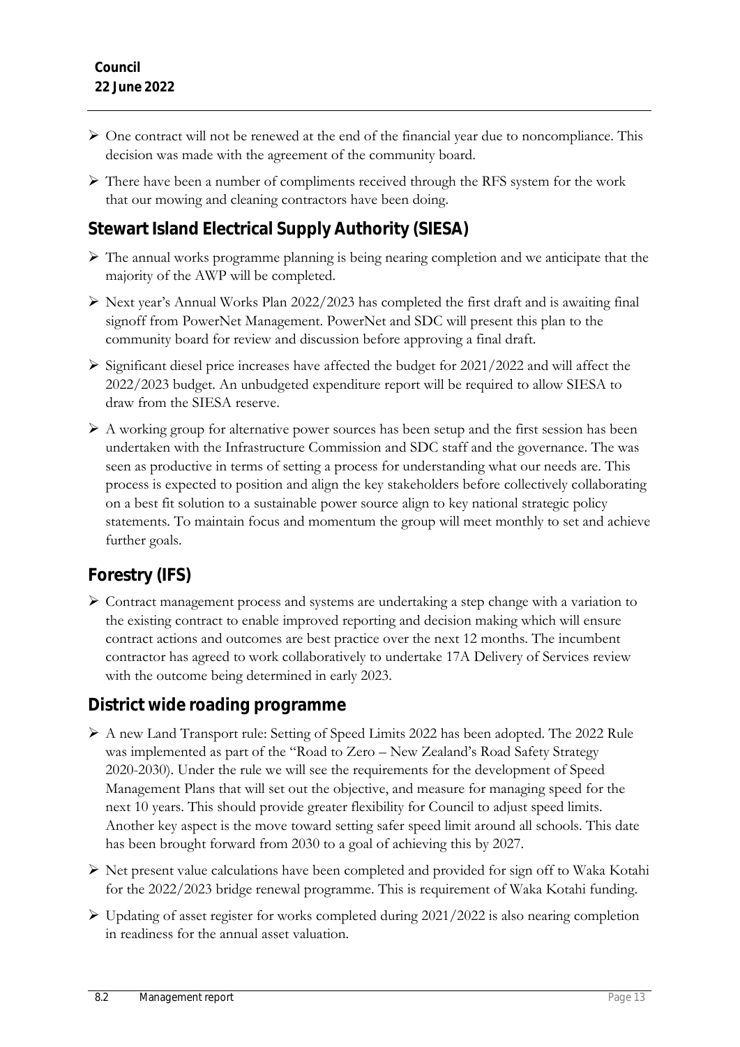- One contract will not be renewed at the end of the financial year due to noncompliance. This decision was made with the agreement of the community board.
- There have been a number of compliments received through the RFS system for the work that our mowing and cleaning contractors have been doing.

## Stewart Island Electrical Supply Authority (SIESA)

- The annual works programme planning is being nearing completion and we anticipate that the majority of the AWP will be completed.
- Next year's Annual Works Plan 2022/2023 has completed the first draft and is awaiting final signoff from PowerNet Management. PowerNet and SDC will present this plan to the community board for review and discussion before approving a final draft.
- Significant diesel price increases have affected the budget for 2021/2022 and will affect the 2022/2023 budget. An unbudgeted expenditure report will be required to allow SIESA to draw from the SIESA reserve.
- A working group for alternative power sources has been setup and the first session has been undertaken with the Infrastructure Commission and SDC staff and the governance. The was seen as productive in terms of setting a process for understanding what our needs are. This process is expected to position and align the key stakeholders before collectively collaborating on a best fit solution to a sustainable power source align to key national strategic policy statements. To maintain focus and momentum the group will meet monthly to set and achieve further goals.

## Forestry (IFS)

- Contract management process and systems are undertaking a step change with a variation to the existing contract to enable improved reporting and decision making which will ensure contract actions and outcomes are best practice over the next 12 months. The incumbent contractor has agreed to work collaboratively to undertake 17A Delivery of Services review with the outcome being determined in early 2023.

## District wide roading programme

- A new Land Transport rule: Setting of Speed Limits 2022 has been adopted. The 2022 Rule was implemented as part of the "Road to Zero – New Zealand's Road Safety Strategy 2020-2030). Under the rule we will see the requirements for the development of Speed Management Plans that will set out the objective, and measure for managing speed for the next 10 years. This should provide greater flexibility for Council to adjust speed limits. Another key aspect is the move toward setting safer speed limit around all schools. This date has been brought forward from 2030 to a goal of achieving this by 2027.
- Net present value calculations have been completed and provided for sign off to Waka Kotahi for the 2022/2023 bridge renewal programme. This is requirement of Waka Kotahi funding.
- Updating of asset register for works completed during 2021/2022 is also nearing completion in readiness for the annual asset valuation.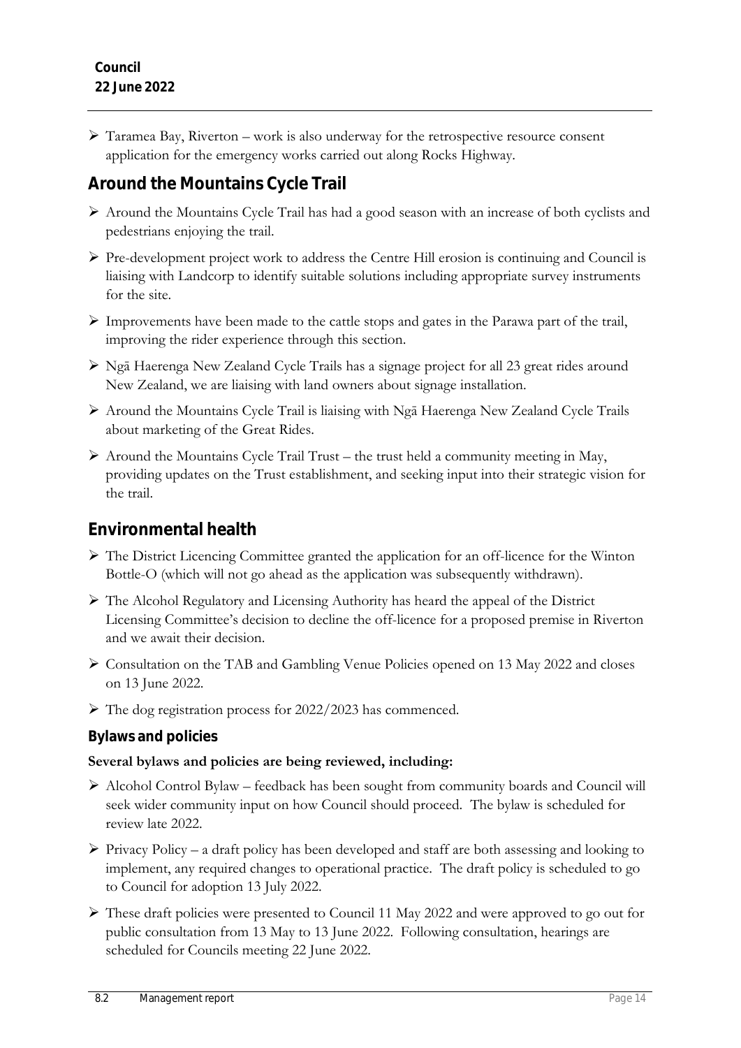- Taramea Bay, Riverton – work is also underway for the retrospective resource consent application for the emergency works carried out along Rocks Highway.

## Around the Mountains Cycle Trail

- Around the Mountains Cycle Trail has had a good season with an increase of both cyclists and pedestrians enjoying the trail.
- Pre-development project work to address the Centre Hill erosion is continuing and Council is liaising with Landcorp to identify suitable solutions including appropriate survey instruments for the site.
- Improvements have been made to the cattle stops and gates in the Parawa part of the trail, improving the rider experience through this section.
- Ngā Haerenga New Zealand Cycle Trails has a signage project for all 23 great rides around New Zealand, we are liaising with land owners about signage installation.
- Around the Mountains Cycle Trail is liaising with Ngā Haerenga New Zealand Cycle Trails about marketing of the Great Rides.
- Around the Mountains Cycle Trail Trust – the trust held a community meeting in May, providing updates on the Trust establishment, and seeking input into their strategic vision for the trail.

## Environmental health

- The District Licencing Committee granted the application for an off-licence for the Winton Bottle-O (which will not go ahead as the application was subsequently withdrawn).
- The Alcohol Regulatory and Licensing Authority has heard the appeal of the District Licensing Committee's decision to decline the off-licence for a proposed premise in Riverton and we await their decision.
- Consultation on the TAB and Gambling Venue Policies opened on 13 May 2022 and closes on 13 June 2022.
- The dog registration process for 2022/2023 has commenced.

### Bylaws and policies

**Several bylaws and policies are being reviewed, including:**

- Alcohol Control Bylaw – feedback has been sought from community boards and Council will seek wider community input on how Council should proceed. The bylaw is scheduled for review late 2022.
- Privacy Policy – a draft policy has been developed and staff are both assessing and looking to implement, any required changes to operational practice. The draft policy is scheduled to go to Council for adoption 13 July 2022.
- These draft policies were presented to Council 11 May 2022 and were approved to go out for public consultation from 13 May to 13 June 2022. Following consultation, hearings are scheduled for Councils meeting 22 June 2022.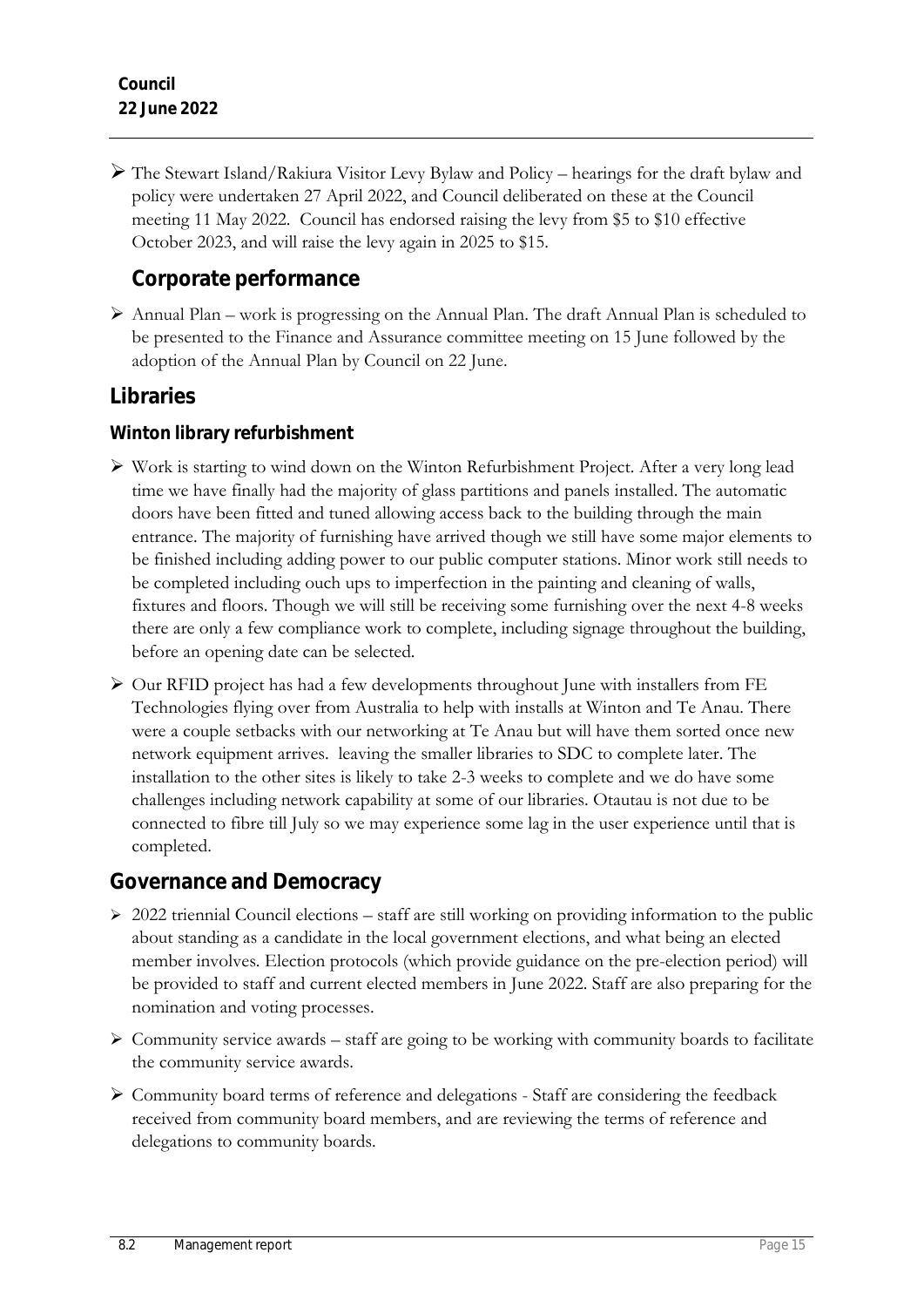- The Stewart Island/Rakiura Visitor Levy Bylaw and Policy – hearings for the draft bylaw and policy were undertaken 27 April 2022, and Council deliberated on these at the Council meeting 11 May 2022. Council has endorsed raising the levy from $5 to $10 effective October 2023, and will raise the levy again in 2025 to $15.

### Corporate performance

- Annual Plan – work is progressing on the Annual Plan. The draft Annual Plan is scheduled to be presented to the Finance and Assurance committee meeting on 15 June followed by the adoption of the Annual Plan by Council on 22 June.

## Libraries

### Winton library refurbishment

- Work is starting to wind down on the Winton Refurbishment Project. After a very long lead time we have finally had the majority of glass partitions and panels installed. The automatic doors have been fitted and tuned allowing access back to the building through the main entrance. The majority of furnishing have arrived though we still have some major elements to be finished including adding power to our public computer stations. Minor work still needs to be completed including ouch ups to imperfection in the painting and cleaning of walls, fixtures and floors. Though we will still be receiving some furnishing over the next 4-8 weeks there are only a few compliance work to complete, including signage throughout the building, before an opening date can be selected.
- Our RFID project has had a few developments throughout June with installers from FE Technologies flying over from Australia to help with installs at Winton and Te Anau. There were a couple setbacks with our networking at Te Anau but will have them sorted once new network equipment arrives. leaving the smaller libraries to SDC to complete later. The installation to the other sites is likely to take 2-3 weeks to complete and we do have some challenges including network capability at some of our libraries. Otautau is not due to be connected to fibre till July so we may experience some lag in the user experience until that is completed.

## Governance and Democracy

- 2022 triennial Council elections – staff are still working on providing information to the public about standing as a candidate in the local government elections, and what being an elected member involves. Election protocols (which provide guidance on the pre-election period) will be provided to staff and current elected members in June 2022. Staff are also preparing for the nomination and voting processes.
- Community service awards – staff are going to be working with community boards to facilitate the community service awards.
- Community board terms of reference and delegations - Staff are considering the feedback received from community board members, and are reviewing the terms of reference and delegations to community boards.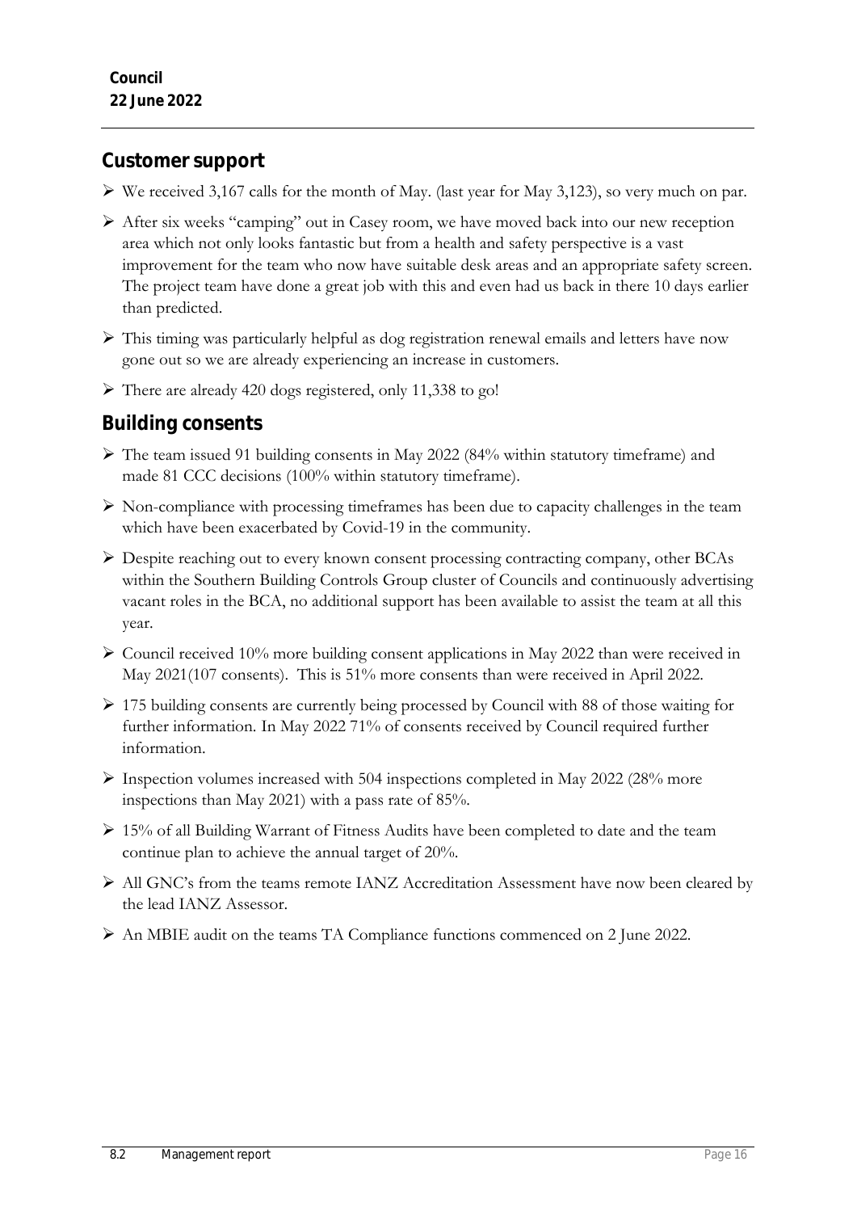## Customer support

- We received 3,167 calls for the month of May. (last year for May 3,123), so very much on par.
- After six weeks "camping" out in Casey room, we have moved back into our new reception area which not only looks fantastic but from a health and safety perspective is a vast improvement for the team who now have suitable desk areas and an appropriate safety screen. The project team have done a great job with this and even had us back in there 10 days earlier than predicted.
- This timing was particularly helpful as dog registration renewal emails and letters have now gone out so we are already experiencing an increase in customers.
- There are already 420 dogs registered, only 11,338 to go!

## Building consents

- The team issued 91 building consents in May 2022 (84% within statutory timeframe) and made 81 CCC decisions (100% within statutory timeframe).
- Non-compliance with processing timeframes has been due to capacity challenges in the team which have been exacerbated by Covid-19 in the community.
- Despite reaching out to every known consent processing contracting company, other BCAs within the Southern Building Controls Group cluster of Councils and continuously advertising vacant roles in the BCA, no additional support has been available to assist the team at all this year.
- Council received 10% more building consent applications in May 2022 than were received in May 2021(107 consents). This is 51% more consents than were received in April 2022.
- 175 building consents are currently being processed by Council with 88 of those waiting for further information. In May 2022 71% of consents received by Council required further information.
- Inspection volumes increased with 504 inspections completed in May 2022 (28% more inspections than May 2021) with a pass rate of 85%.
- 15% of all Building Warrant of Fitness Audits have been completed to date and the team continue plan to achieve the annual target of 20%.
- All GNC's from the teams remote IANZ Accreditation Assessment have now been cleared by the lead IANZ Assessor.
- An MBIE audit on the teams TA Compliance functions commenced on 2 June 2022.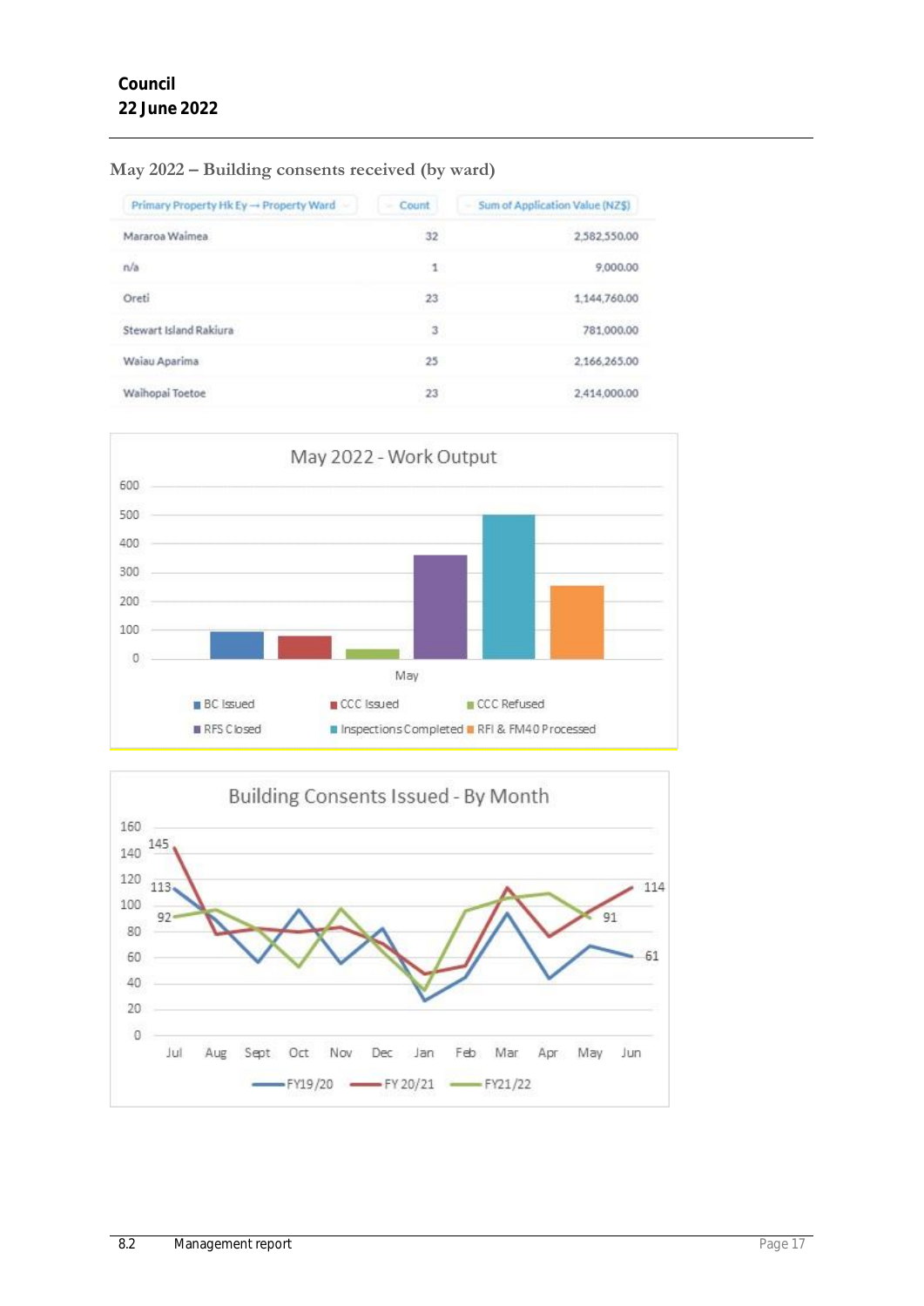**May 2022 – Building consents received (by ward)**

| Primary Property Hk Ey → Property Ward | Count | Sum of Application Value (NZ$) |
|---|---|---|
| Mararoa Waimea | 32 | 2,582,550.00 |
| n/a | 1 | 9,000.00 |
| Oreti | 23 | 1,144,760.00 |
| Stewart Island Rakiura | 3 | 781,000.00 |
| Waiau Aparima | 25 | 2,166,265.00 |
| Waihopai Toetoe | 23 | 2,414,000.00 |

**May 2022 - Work Output**

(Bar chart, May: BC Issued, CCC Issued, CCC Refused, RFS Closed, Inspections Completed, RFI & FM40 Processed)

**Building Consents Issued - By Month**

(Line chart, Jul–Jun: FY19/20, FY 20/21, FY21/22. Labelled values: Jul 145, 113, 92; Jun 114, 61; May 91)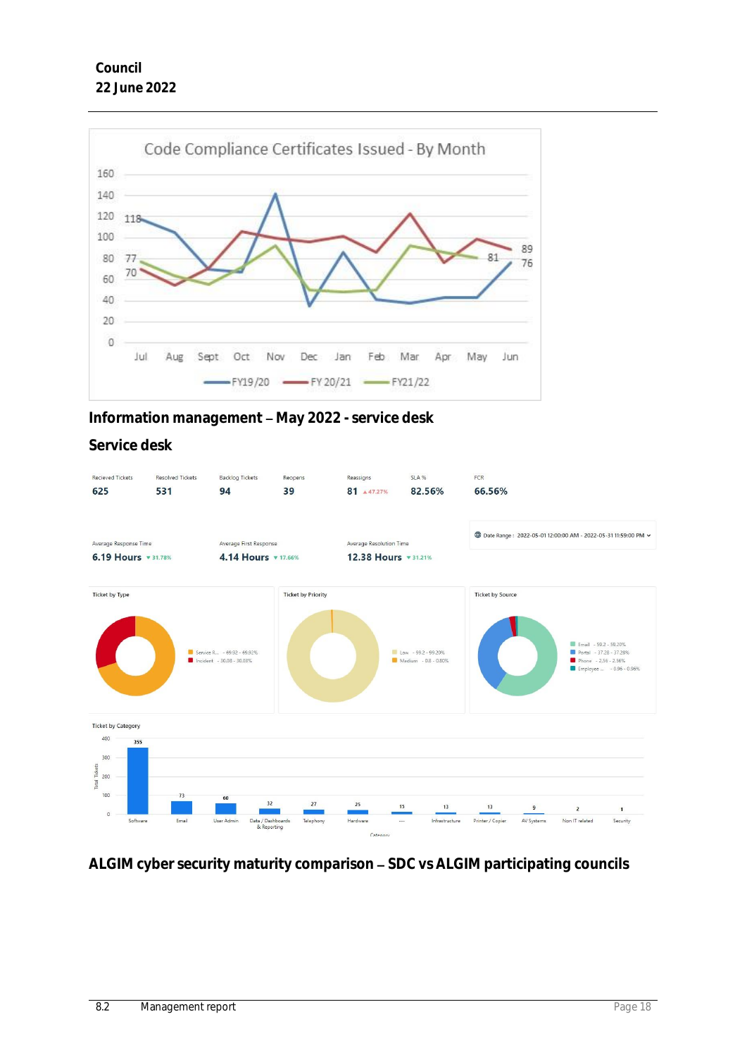Code Compliance Certificates Issued - By Month

## Information management – May 2022 - service desk

## Service desk

| Recieved Tickets | Resolved Tickets | Backlog Tickets | Reopens | Reassigns | SLA % | FCR |
|---|---|---|---|---|---|---|
| 625 | 531 | 94 | 39 | 81 ▲47.27% | 82.56% | 66.56% |

| Average Response Time | Average First Response | Average Resolution Time |
|---|---|---|
| 6.19 Hours ▼31.78% | 4.14 Hours ▼17.66% | 12.38 Hours ▼31.21% |

Date Range : 2022-05-01 12:00:00 AM - 2022-05-31 11:59:00 PM

Ticket by Type

- Service R... - 69.92 - 69.92%
- Incident - 30.08 - 30.08%

Ticket by Priority

- Low - 99.2 - 99.20%
- Medium - 0.8 - 0.80%

Ticket by Source

- Email - 59.2 - 59.20%
- Portal - 37.28 - 37.28%
- Phone - 2.56 - 2.56%
- Employee ... - 0.96 - 0.96%

Ticket by Category

| Category | Total Tickets |
|---|---|
| Software | 355 |
| Email | 73 |
| User Admin | 60 |
| Data / Dashboards & Reporting | 32 |
| Telephony | 27 |
| Hardware | 25 |
| --- | 15 |
| Infrastructure | 13 |
| Printer / Copier | 13 |
| AV Systems | 9 |
| Non IT related | 2 |
| Security | 1 |

## ALGIM cyber security maturity comparison – SDC vs ALGIM participating councils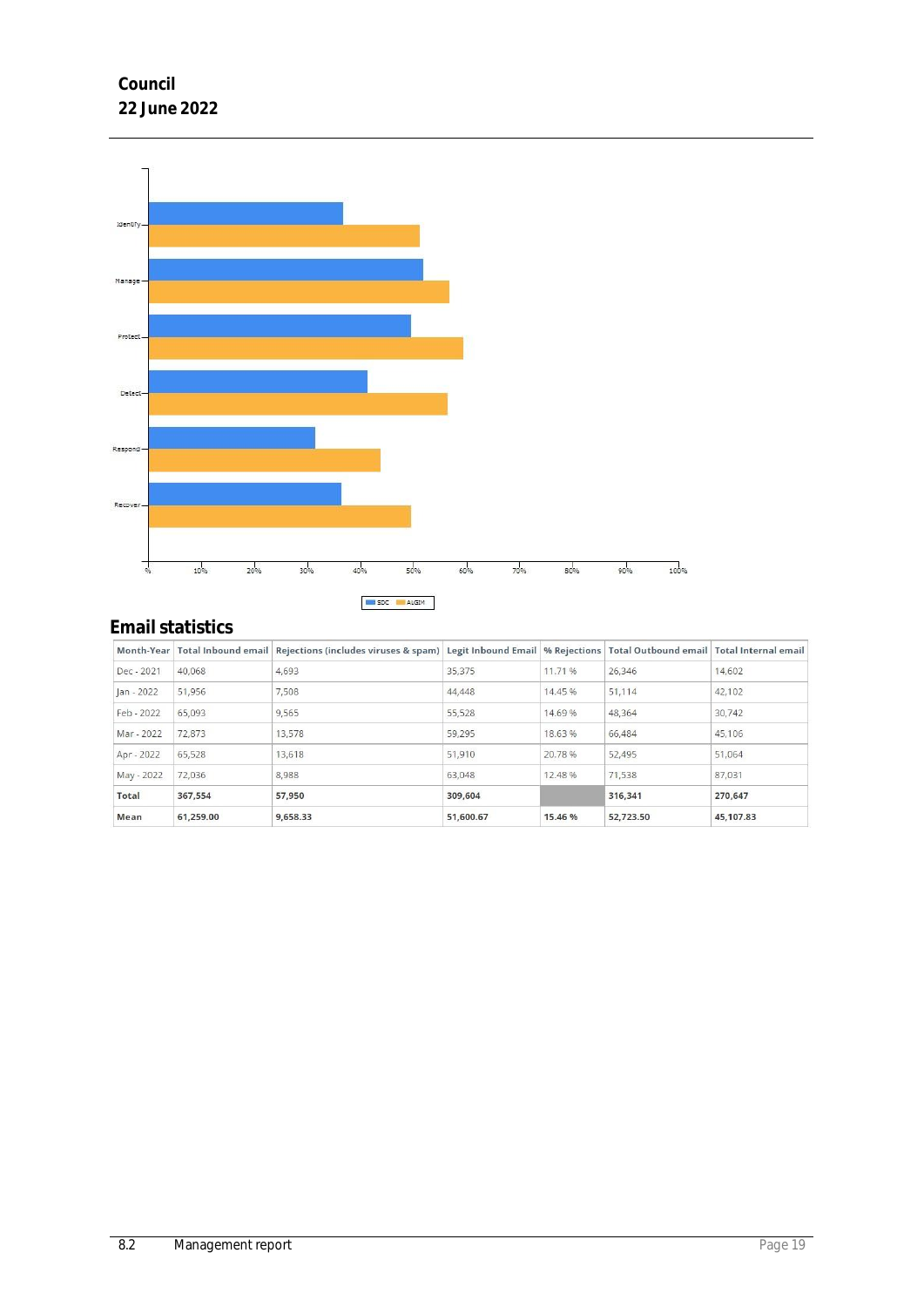Identify

Manage

Protect

Detect

Respond

Recover

%  10%  20%  30%  40%  50%  60%  70%  80%  90%  100%

SDC  ALGIM

## Email statistics

| Month-Year | Total Inbound email | Rejections (includes viruses & spam) | Legit Inbound Email | % Rejections | Total Outbound email | Total Internal email |
|---|---|---|---|---|---|---|
| Dec - 2021 | 40,068 | 4,693 | 35,375 | 11.71 % | 26,346 | 14,602 |
| Jan - 2022 | 51,956 | 7,508 | 44,448 | 14.45 % | 51,114 | 42,102 |
| Feb - 2022 | 65,093 | 9,565 | 55,528 | 14.69 % | 48,364 | 30,742 |
| Mar - 2022 | 72,873 | 13,578 | 59,295 | 18.63 % | 66,484 | 45,106 |
| Apr - 2022 | 65,528 | 13,618 | 51,910 | 20.78 % | 52,495 | 51,064 |
| May - 2022 | 72,036 | 8,988 | 63,048 | 12.48 % | 71,538 | 87,031 |
| **Total** | **367,554** | **57,950** | **309,604** | | **316,341** | **270,647** |
| **Mean** | **61,259.00** | **9,658.33** | **51,600.67** | **15.46 %** | **52,723.50** | **45,107.83** |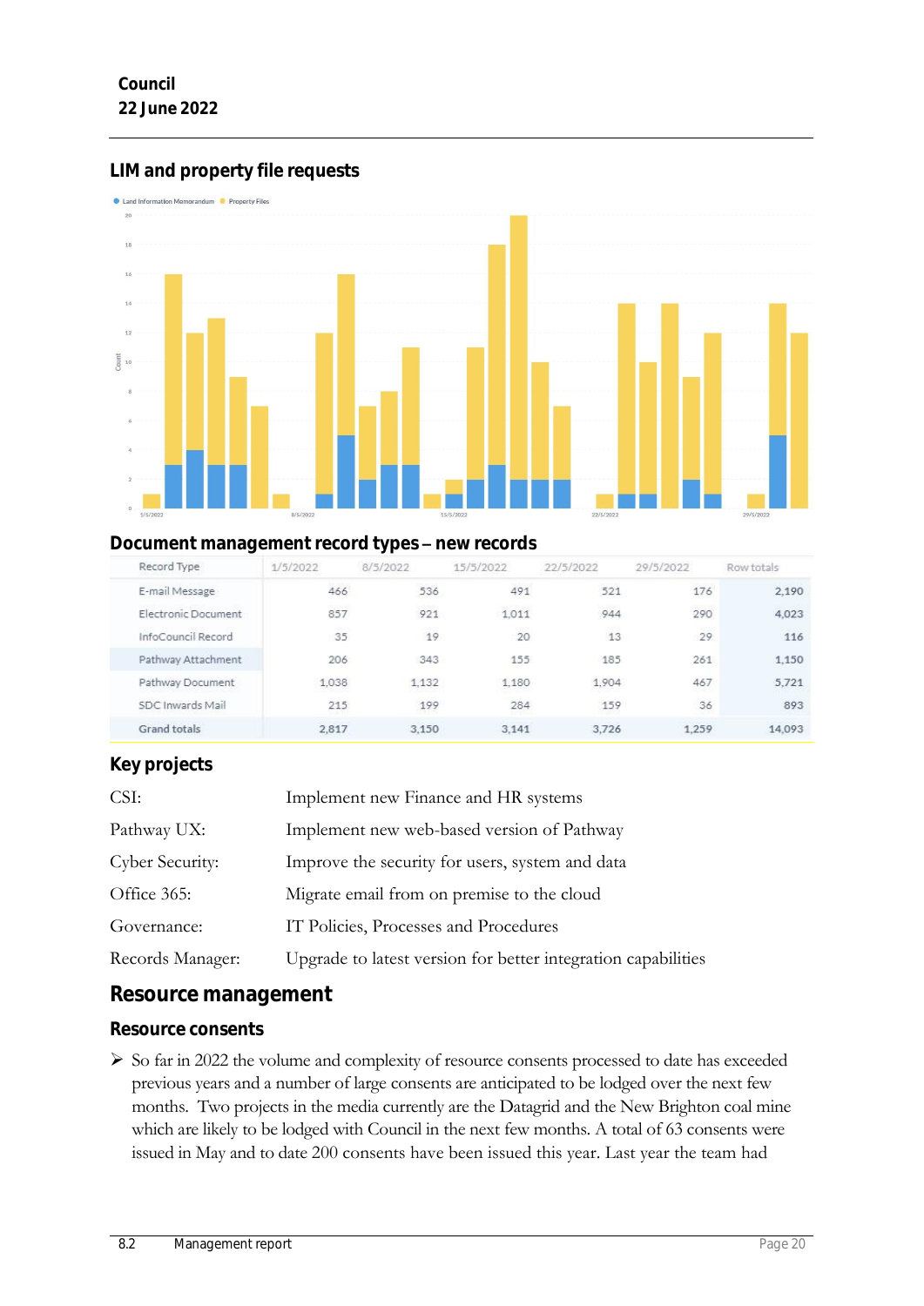## LIM and property file requests

● Land Information Memorandum ● Property Files

## Document management record types – new records

| Record Type | 1/5/2022 | 8/5/2022 | 15/5/2022 | 22/5/2022 | 29/5/2022 | Row totals |
|---|---|---|---|---|---|---|
| E-mail Message | 466 | 536 | 491 | 521 | 176 | 2,190 |
| Electronic Document | 857 | 921 | 1,011 | 944 | 290 | 4,023 |
| InfoCouncil Record | 35 | 19 | 20 | 13 | 29 | 116 |
| Pathway Attachment | 206 | 343 | 155 | 185 | 261 | 1,150 |
| Pathway Document | 1,038 | 1,132 | 1,180 | 1,904 | 467 | 5,721 |
| SDC Inwards Mail | 215 | 199 | 284 | 159 | 36 | 893 |
| Grand totals | 2,817 | 3,150 | 3,141 | 3,726 | 1,259 | 14,093 |

## Key projects

| | |
|---|---|
| CSI: | Implement new Finance and HR systems |
| Pathway UX: | Implement new web-based version of Pathway |
| Cyber Security: | Improve the security for users, system and data |
| Office 365: | Migrate email from on premise to the cloud |
| Governance: | IT Policies, Processes and Procedures |
| Records Manager: | Upgrade to latest version for better integration capabilities |

# Resource management

## Resource consents

- So far in 2022 the volume and complexity of resource consents processed to date has exceeded previous years and a number of large consents are anticipated to be lodged over the next few months. Two projects in the media currently are the Datagrid and the New Brighton coal mine which are likely to be lodged with Council in the next few months. A total of 63 consents were issued in May and to date 200 consents have been issued this year. Last year the team had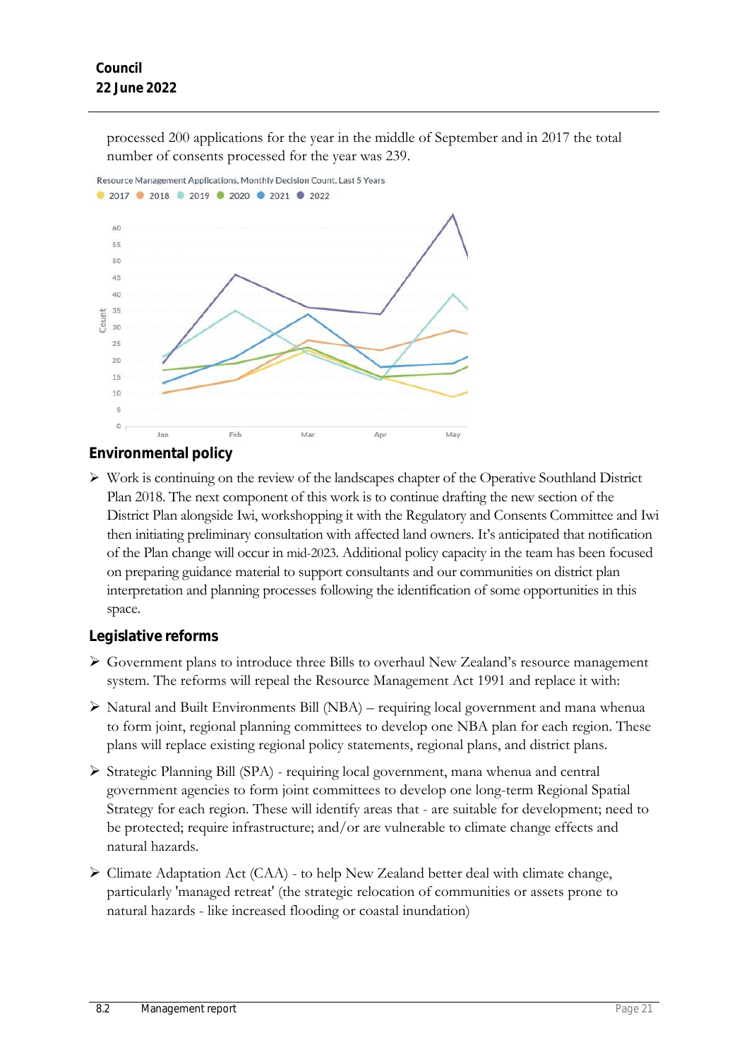processed 200 applications for the year in the middle of September and in 2017 the total number of consents processed for the year was 239.

Resource Management Applications, Monthly Decision Count, Last 5 Years

## Environmental policy

- Work is continuing on the review of the landscapes chapter of the Operative Southland District Plan 2018. The next component of this work is to continue drafting the new section of the District Plan alongside Iwi, workshopping it with the Regulatory and Consents Committee and Iwi then initiating preliminary consultation with affected land owners. It's anticipated that notification of the Plan change will occur in mid-2023. Additional policy capacity in the team has been focused on preparing guidance material to support consultants and our communities on district plan interpretation and planning processes following the identification of some opportunities in this space.

## Legislative reforms

- Government plans to introduce three Bills to overhaul New Zealand's resource management system. The reforms will repeal the Resource Management Act 1991 and replace it with:
- Natural and Built Environments Bill (NBA) – requiring local government and mana whenua to form joint, regional planning committees to develop one NBA plan for each region. These plans will replace existing regional policy statements, regional plans, and district plans.
- Strategic Planning Bill (SPA) - requiring local government, mana whenua and central government agencies to form joint committees to develop one long-term Regional Spatial Strategy for each region. These will identify areas that - are suitable for development; need to be protected; require infrastructure; and/or are vulnerable to climate change effects and natural hazards.
- Climate Adaptation Act (CAA) - to help New Zealand better deal with climate change, particularly 'managed retreat' (the strategic relocation of communities or assets prone to natural hazards - like increased flooding or coastal inundation)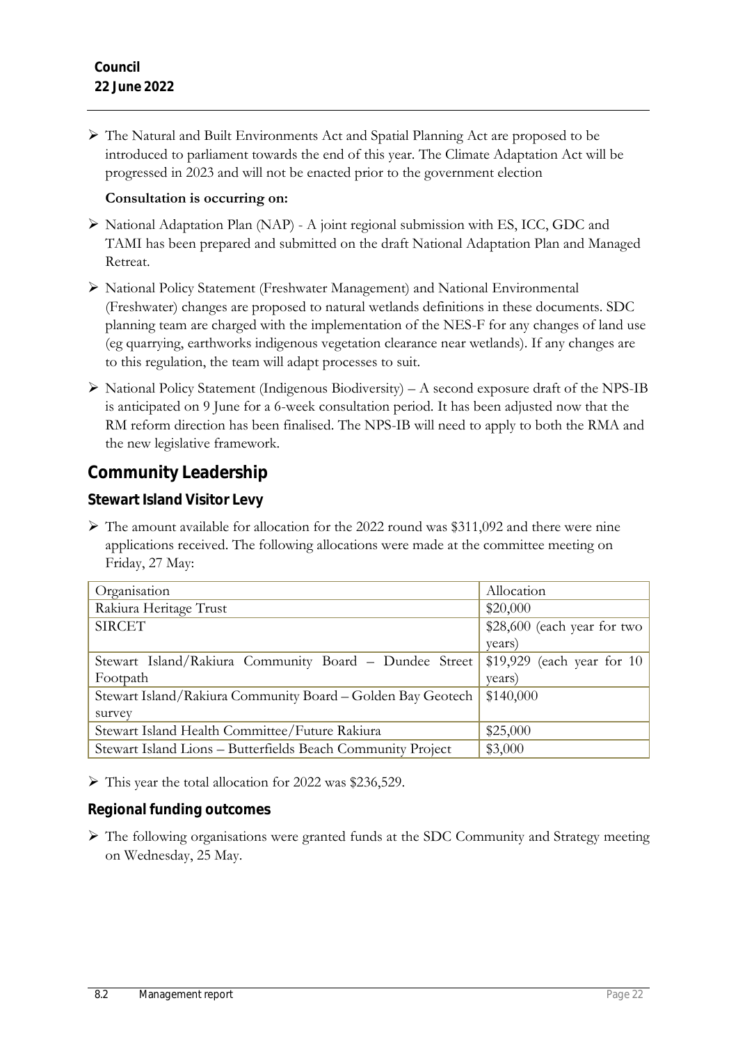- The Natural and Built Environments Act and Spatial Planning Act are proposed to be introduced to parliament towards the end of this year. The Climate Adaptation Act will be progressed in 2023 and will not be enacted prior to the government election

**Consultation is occurring on:**

- National Adaptation Plan (NAP) - A joint regional submission with ES, ICC, GDC and TAMI has been prepared and submitted on the draft National Adaptation Plan and Managed Retreat.
- National Policy Statement (Freshwater Management) and National Environmental (Freshwater) changes are proposed to natural wetlands definitions in these documents. SDC planning team are charged with the implementation of the NES-F for any changes of land use (eg quarrying, earthworks indigenous vegetation clearance near wetlands). If any changes are to this regulation, the team will adapt processes to suit.
- National Policy Statement (Indigenous Biodiversity) – A second exposure draft of the NPS-IB is anticipated on 9 June for a 6-week consultation period. It has been adjusted now that the RM reform direction has been finalised. The NPS-IB will need to apply to both the RMA and the new legislative framework.

## Community Leadership

### Stewart Island Visitor Levy

- The amount available for allocation for the 2022 round was $311,092 and there were nine applications received. The following allocations were made at the committee meeting on Friday, 27 May:

| Organisation | Allocation |
|---|---|
| Rakiura Heritage Trust | $20,000 |
| SIRCET | $28,600 (each year for two years) |
| Stewart Island/Rakiura Community Board – Dundee Street Footpath | $19,929 (each year for 10 years) |
| Stewart Island/Rakiura Community Board – Golden Bay Geotech survey | $140,000 |
| Stewart Island Health Committee/Future Rakiura | $25,000 |
| Stewart Island Lions – Butterfields Beach Community Project | $3,000 |

- This year the total allocation for 2022 was $236,529.

### Regional funding outcomes

- The following organisations were granted funds at the SDC Community and Strategy meeting on Wednesday, 25 May.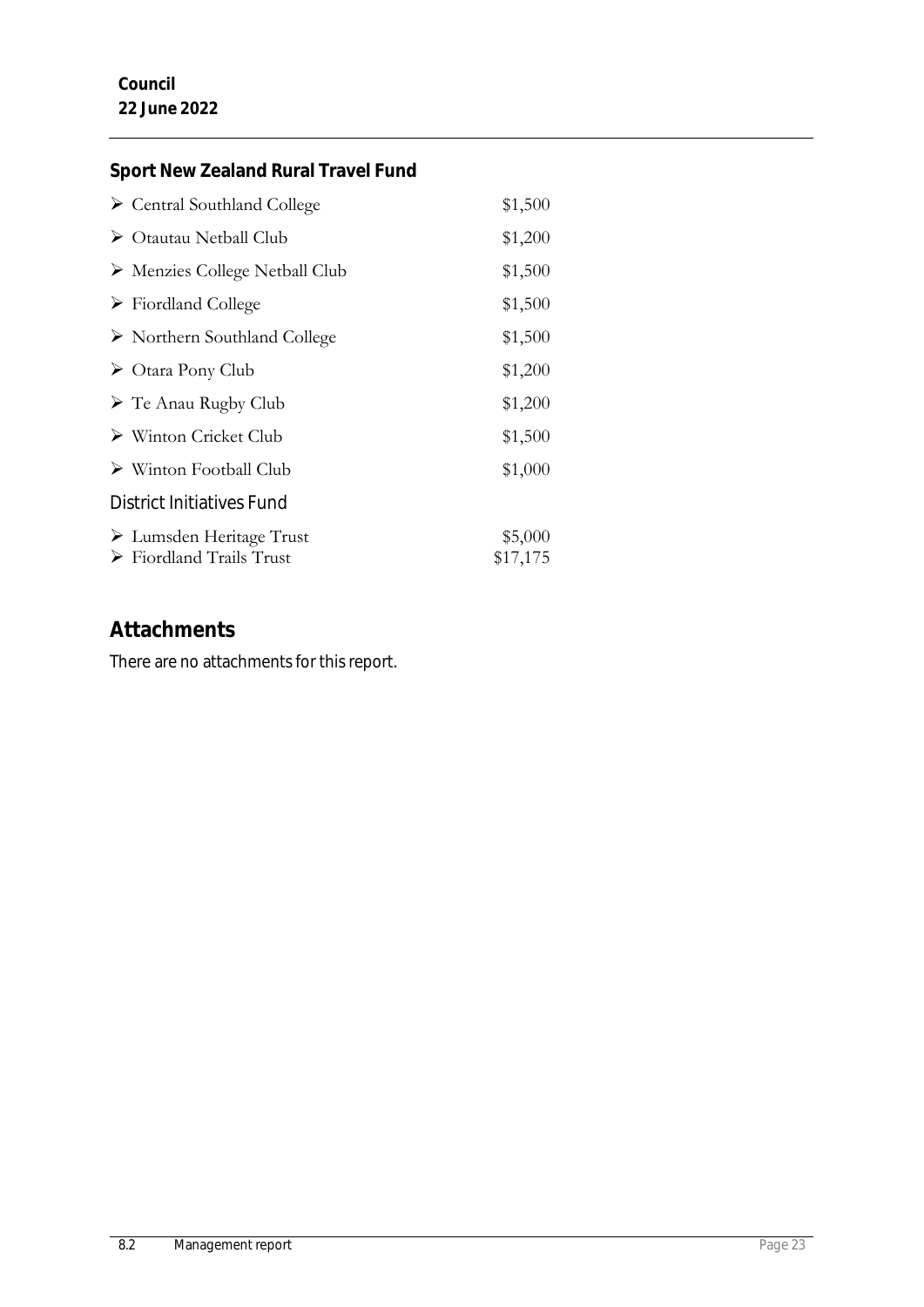**Sport New Zealand Rural Travel Fund**

- Central Southland College $1,500
- Otautau Netball Club $1,200
- Menzies College Netball Club $1,500
- Fiordland College $1,500
- Northern Southland College $1,500
- Otara Pony Club $1,200
- Te Anau Rugby Club $1,200
- Winton Cricket Club $1,500
- Winton Football Club $1,000

District Initiatives Fund

- Lumsden Heritage Trust $5,000
- Fiordland Trails Trust $17,175

## Attachments

There are no attachments for this report.